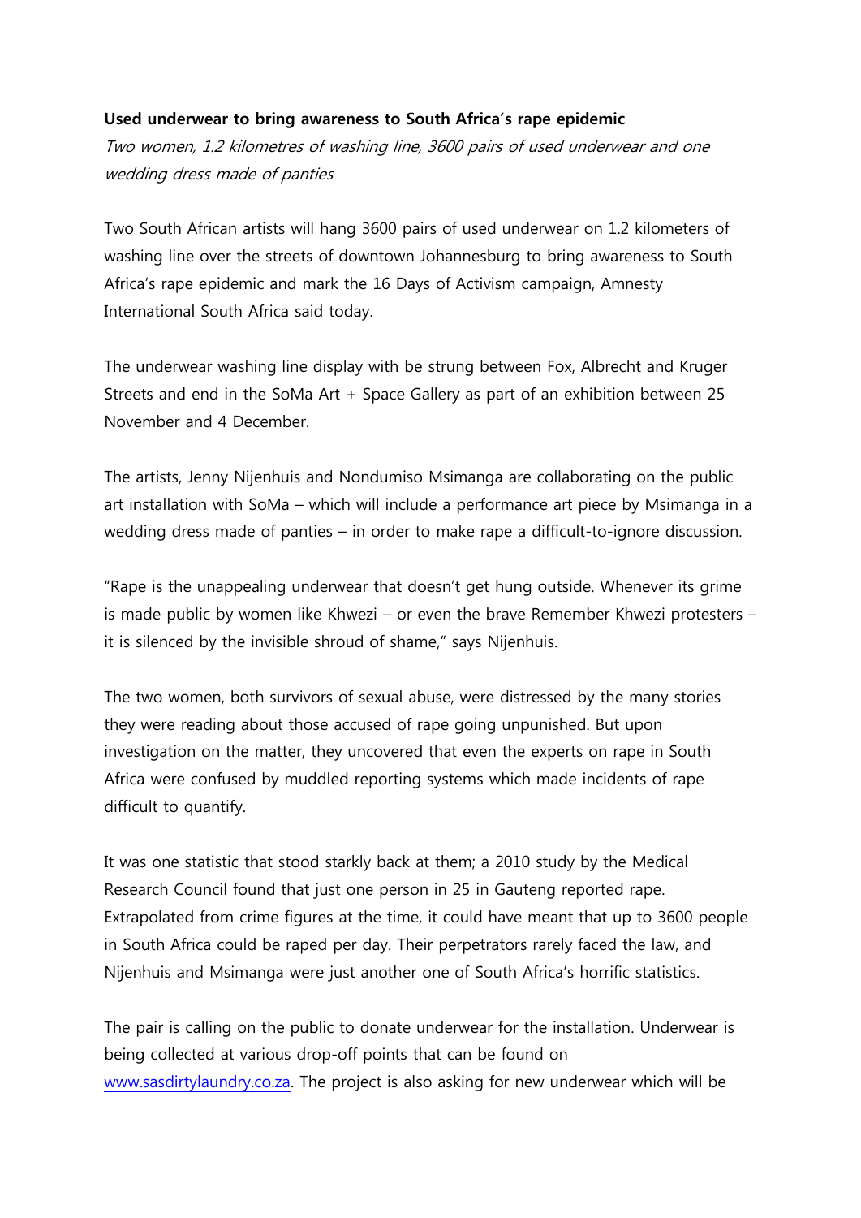**Used underwear to bring awareness to South Africa's rape epidemic**

*Two women, 1.2 kilometres of washing line, 3600 pairs of used underwear and one wedding dress made of panties*

Two South African artists will hang 3600 pairs of used underwear on 1.2 kilometers of washing line over the streets of downtown Johannesburg to bring awareness to South Africa's rape epidemic and mark the 16 Days of Activism campaign, Amnesty International South Africa said today.

The underwear washing line display with be strung between Fox, Albrecht and Kruger Streets and end in the SoMa Art + Space Gallery as part of an exhibition between 25 November and 4 December.

The artists, Jenny Nijenhuis and Nondumiso Msimanga are collaborating on the public art installation with SoMa – which will include a performance art piece by Msimanga in a wedding dress made of panties – in order to make rape a difficult-to-ignore discussion.

"Rape is the unappealing underwear that doesn't get hung outside. Whenever its grime is made public by women like Khwezi – or even the brave Remember Khwezi protesters – it is silenced by the invisible shroud of shame," says Nijenhuis.

The two women, both survivors of sexual abuse, were distressed by the many stories they were reading about those accused of rape going unpunished. But upon investigation on the matter, they uncovered that even the experts on rape in South Africa were confused by muddled reporting systems which made incidents of rape difficult to quantify.

It was one statistic that stood starkly back at them; a 2010 study by the Medical Research Council found that just one person in 25 in Gauteng reported rape. Extrapolated from crime figures at the time, it could have meant that up to 3600 people in South Africa could be raped per day. Their perpetrators rarely faced the law, and Nijenhuis and Msimanga were just another one of South Africa's horrific statistics.

The pair is calling on the public to donate underwear for the installation. Underwear is being collected at various drop-off points that can be found on [www.sasdirtylaundry.co.za](www.sasdirtylaundry.co.za). The project is also asking for new underwear which will be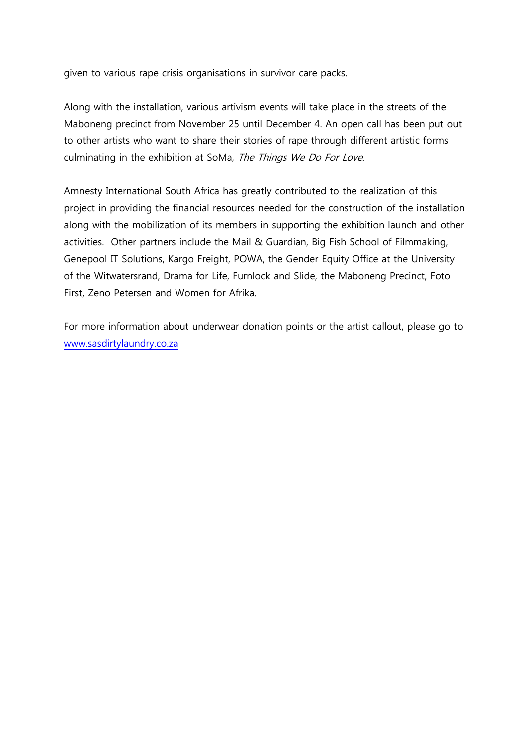given to various rape crisis organisations in survivor care packs.

Along with the installation, various artivism events will take place in the streets of the Maboneng precinct from November 25 until December 4. An open call has been put out to other artists who want to share their stories of rape through different artistic forms culminating in the exhibition at SoMa, *The Things We Do For Love*.

Amnesty International South Africa has greatly contributed to the realization of this project in providing the financial resources needed for the construction of the installation along with the mobilization of its members in supporting the exhibition launch and other activities. Other partners include the Mail & Guardian, Big Fish School of Filmmaking, Genepool IT Solutions, Kargo Freight, POWA, the Gender Equity Office at the University of the Witwatersrand, Drama for Life, Furnlock and Slide, the Maboneng Precinct, Foto First, Zeno Petersen and Women for Afrika.

For more information about underwear donation points or the artist callout, please go to [www.sasdirtylaundry.co.za](http://www.sasdirtylaundry.co.za)